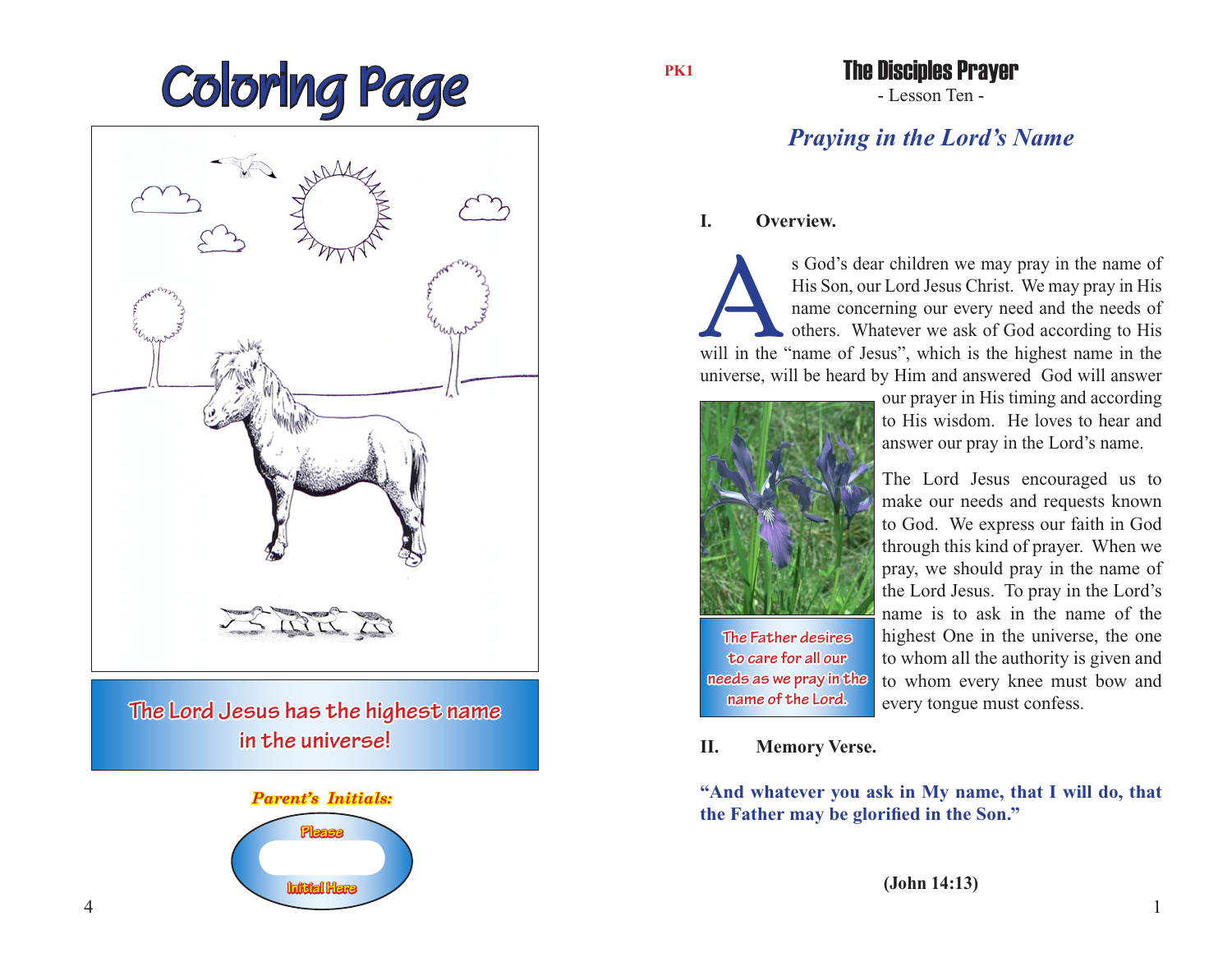# Coloring Page

The Lord Jesus has the highest name in the universe!

*Parent's Initials:*

Please

Initial Here

PK1

# The Disciples Prayer

- Lesson Ten -

## *Praying in the Lord's Name*

### I. Overview.

As God's dear children we may pray in the name of His Son, our Lord Jesus Christ. We may pray in His name concerning our every need and the needs of others. Whatever we ask of God according to His will in the "name of Jesus", which is the highest name in the universe, will be heard by Him and answered God will answer our prayer in His timing and according to His wisdom. He loves to hear and answer our pray in the Lord's name.

The Father desires to care for all our needs as we pray in the name of the Lord.

The Lord Jesus encouraged us to make our needs and requests known to God. We express our faith in God through this kind of prayer. When we pray, we should pray in the name of the Lord Jesus. To pray in the Lord's name is to ask in the name of the highest One in the universe, the one to whom all the authority is given and to whom every knee must bow and every tongue must confess.

### II. Memory Verse.

**"And whatever you ask in My name, that I will do, that the Father may be glorified in the Son."**

**(John 14:13)**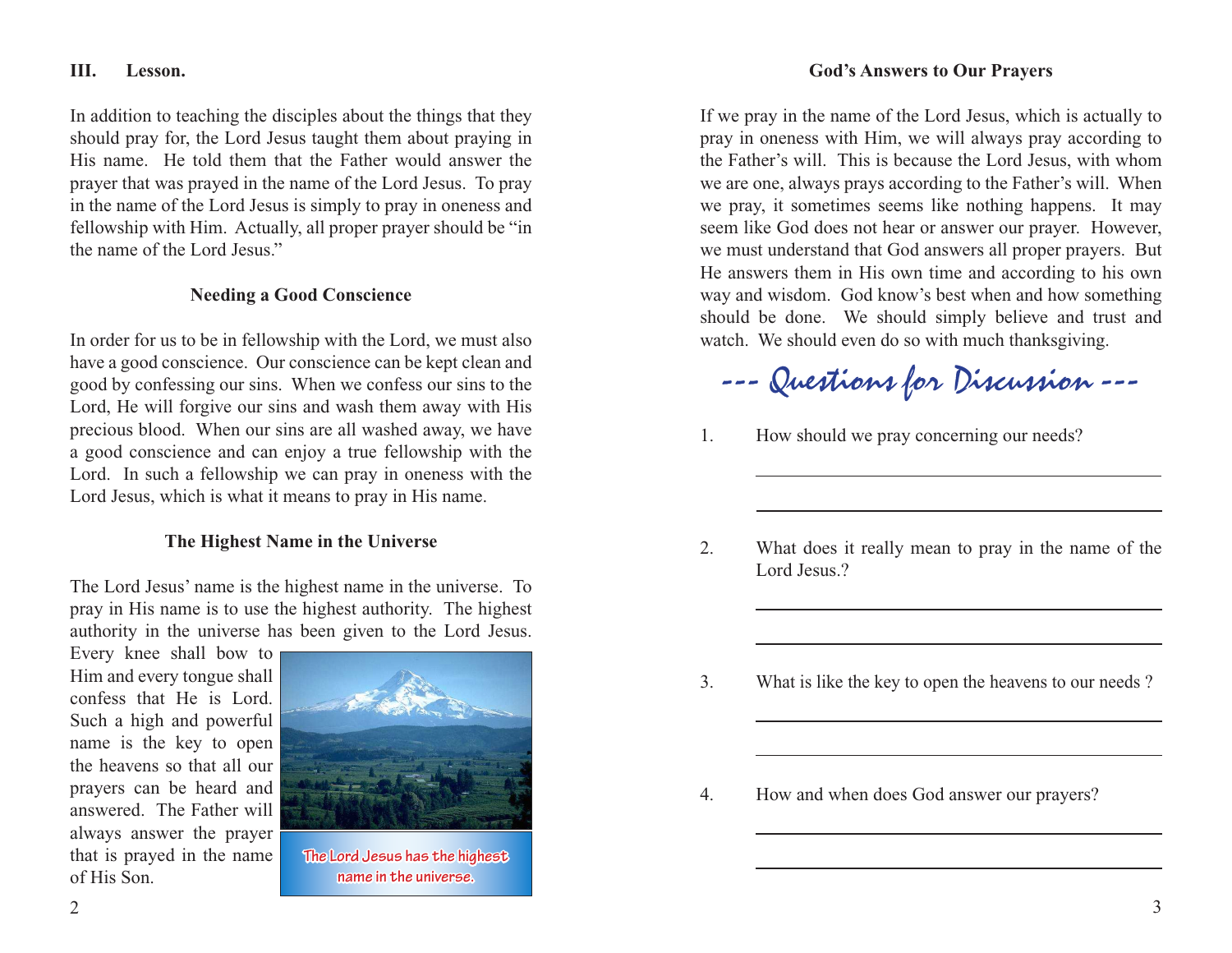### III. Lesson.

In addition to teaching the disciples about the things that they should pray for, the Lord Jesus taught them about praying in His name. He told them that the Father would answer the prayer that was prayed in the name of the Lord Jesus. To pray in the name of the Lord Jesus is simply to pray in oneness and fellowship with Him. Actually, all proper prayer should be "in the name of the Lord Jesus."

#### Needing a Good Conscience

In order for us to be in fellowship with the Lord, we must also have a good conscience. Our conscience can be kept clean and good by confessing our sins. When we confess our sins to the Lord, He will forgive our sins and wash them away with His precious blood. When our sins are all washed away, we have a good conscience and can enjoy a true fellowship with the Lord. In such a fellowship we can pray in oneness with the Lord Jesus, which is what it means to pray in His name.

#### The Highest Name in the Universe

The Lord Jesus' name is the highest name in the universe. To pray in His name is to use the highest authority. The highest authority in the universe has been given to the Lord Jesus. Every knee shall bow to Him and every tongue shall confess that He is Lord. Such a high and powerful name is the key to open the heavens so that all our prayers can be heard and answered. The Father will always answer the prayer that is prayed in the name of His Son.

The Lord Jesus has the highest name in the universe.

#### God's Answers to Our Prayers

If we pray in the name of the Lord Jesus, which is actually to pray in oneness with Him, we will always pray according to the Father's will. This is because the Lord Jesus, with whom we are one, always prays according to the Father's will. When we pray, it sometimes seems like nothing happens. It may seem like God does not hear or answer our prayer. However, we must understand that God answers all proper prayers. But He answers them in His own time and according to his own way and wisdom. God know's best when and how something should be done. We should simply believe and trust and watch. We should even do so with much thanksgiving.

## --- Questions for Discussion ---

1. How should we pray concerning our needs?

   ______________________________

   ______________________________

2. What does it really mean to pray in the name of the Lord Jesus.?

   ______________________________

   ______________________________

3. What is like the key to open the heavens to our needs ?

   ______________________________

   ______________________________

4. How and when does God answer our prayers?

   ______________________________

   ______________________________